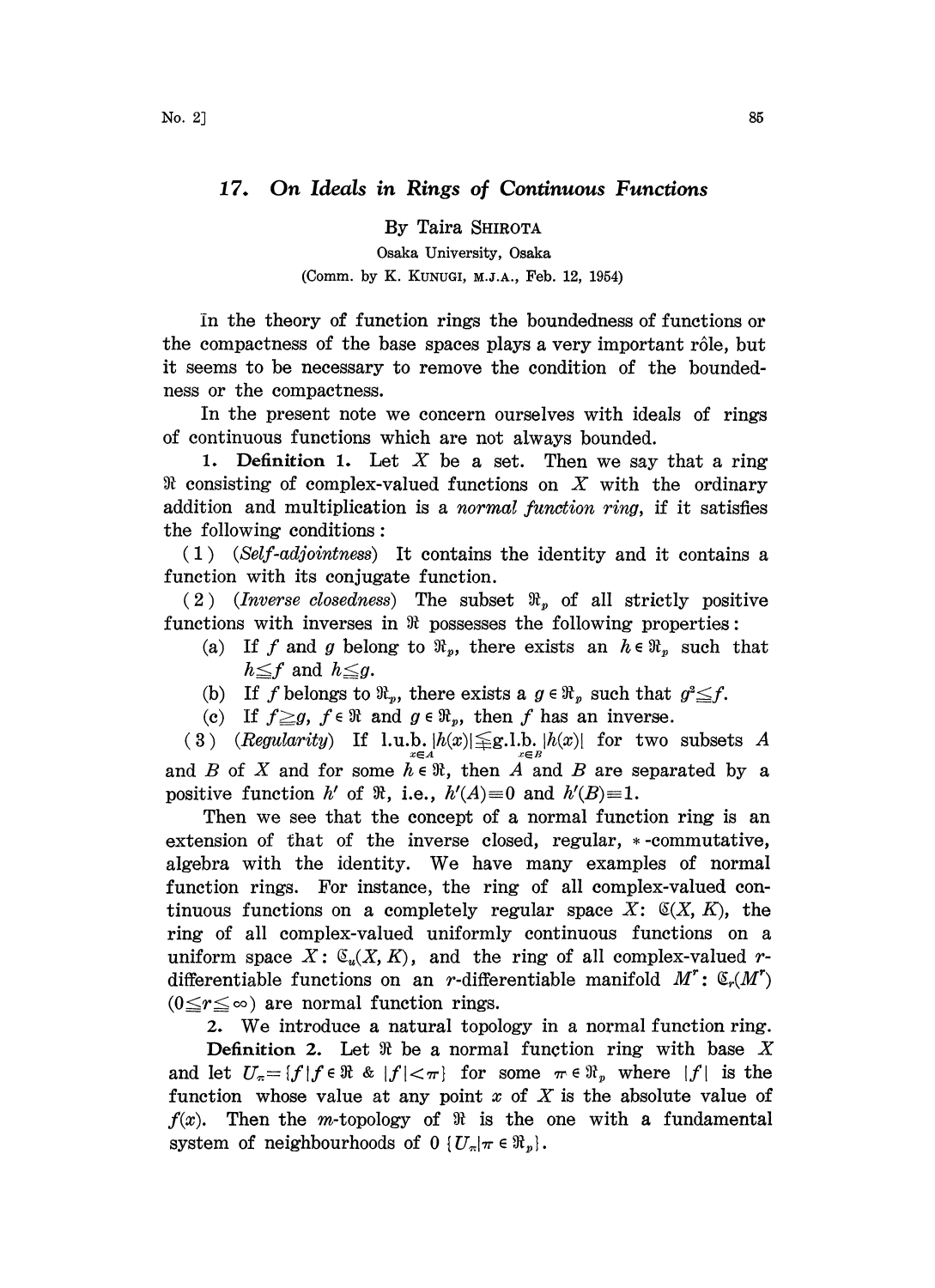# 17. On Ideals in Rings of Continuous Functions

By Taira SHIROTA

Osaka University, Osaka

(Comm. by K. KUNUGI, M.J.A., Feb. 12, 1954)

In the theory of function rings the boundedness of functions or the compactness of the base spaces plays a very important rôle, but it seems to be necessary to remove the condition of the boundedness or the compactness.

In the present note we concern ourselves with ideals of rings of continuous functions which are not always bounded.

**1. Definition 1.** Let $X$ be a set. Then we say that a ring $\mathfrak{R}$ consisting of complex-valued functions on $X$ with the ordinary addition and multiplication is a *normal function ring*, if it satisfies the following conditions:

(1) (*Self-adjointness*) It contains the identity and it contains a function with its conjugate function.

(2) (*Inverse closedness*) The subset $\mathfrak{R}_p$ of all strictly positive functions with inverses in $\mathfrak{R}$ possesses the following properties:

(a) If $f$ and $g$ belong to $\mathfrak{R}_p$, there exists an $h \in \mathfrak{R}_p$ such that $h \leqq f$ and $h \leqq g$.

(b) If $f$ belongs to $\mathfrak{R}_p$, there exists a $g \in \mathfrak{R}_p$ such that $g^2 \leqq f$.

(c) If $f \geqq g$, $f \in \mathfrak{R}$ and $g \in \mathfrak{R}_p$, then $f$ has an inverse.

(3) (*Regularity*) If $\underset{x \in A}{\text{l.u.b.}}\, |h(x)| \lneqq \underset{x \in B}{\text{g.l.b.}}\, |h(x)|$ for two subsets $A$ and $B$ of $X$ and for some $h \in \mathfrak{R}$, then $A$ and $B$ are separated by a positive function $h'$ of $\mathfrak{R}$, i.e., $h'(A) \equiv 0$ and $h'(B) \equiv 1$.

Then we see that the concept of a normal function ring is an extension of that of the inverse closed, regular, $*$-commutative, algebra with the identity. We have many examples of normal function rings. For instance, the ring of all complex-valued continuous functions on a completely regular space $X$: $\mathfrak{C}(X, K)$, the ring of all complex-valued uniformly continuous functions on a uniform space $X$: $\mathfrak{C}_u(X, K)$, and the ring of all complex-valued $r$-differentiable functions on an $r$-differentiable manifold $M^r$: $\mathfrak{C}_r(M^r)$ $(0 \leqq r \leqq \infty)$ are normal function rings.

**2.** We introduce a natural topology in a normal function ring.

**Definition 2.** Let $\mathfrak{R}$ be a normal function ring with base $X$ and let $U_\pi = \{f \mid f \in \mathfrak{R} \;\&\; |f| < \pi\}$ for some $\pi \in \mathfrak{R}_p$ where $|f|$ is the function whose value at any point $x$ of $X$ is the absolute value of $f(x)$. Then the $m$-topology of $\mathfrak{R}$ is the one with a fundamental system of neighbourhoods of $0$ $\{U_\pi \mid \pi \in \mathfrak{R}_p\}$.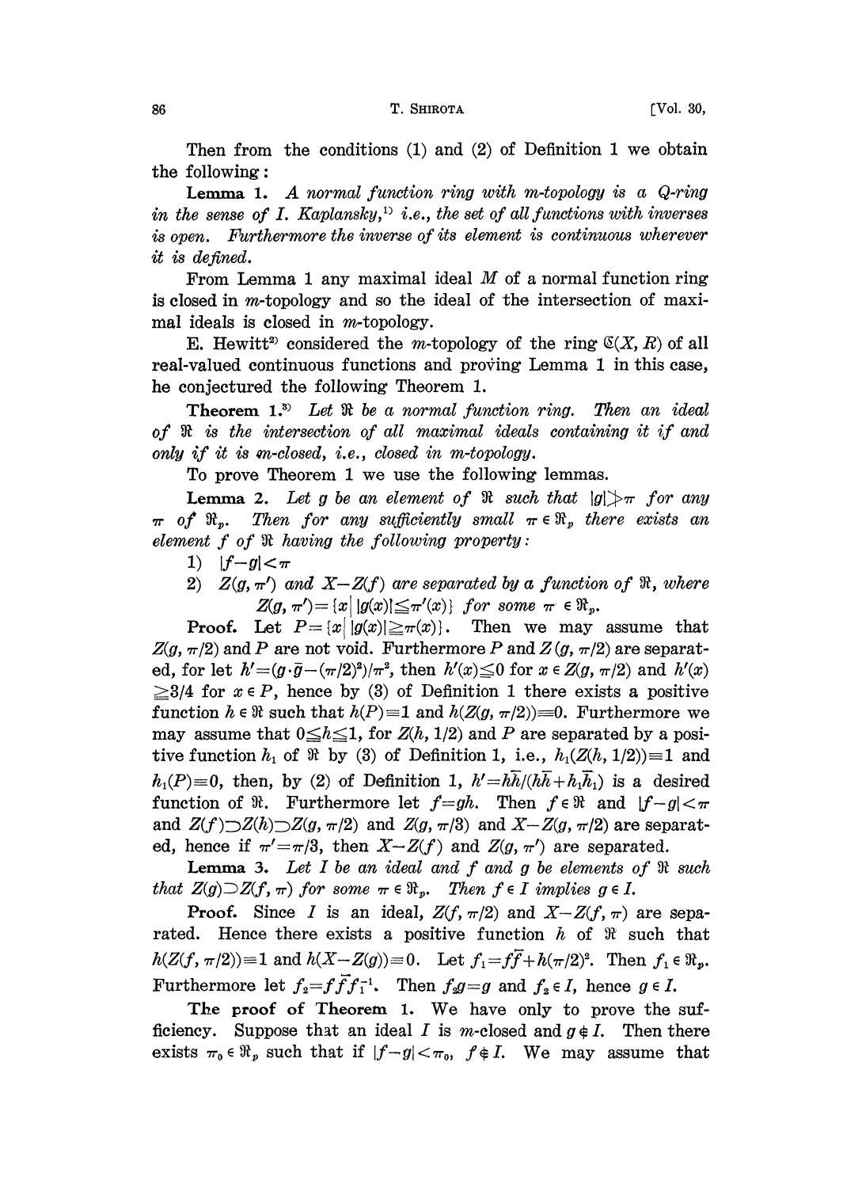Then from the conditions (1) and (2) of Definition 1 we obtain the following:

**Lemma 1.** *A normal function ring with m-topology is a Q-ring in the sense of I. Kaplansky,*[1] *i.e., the set of all functions with inverses is open. Furthermore the inverse of its element is continuous wherever it is defined.*

From Lemma 1 any maximal ideal $M$ of a normal function ring is closed in $m$-topology and so the ideal of the intersection of maximal ideals is closed in $m$-topology.

E. Hewitt[2] considered the $m$-topology of the ring $\mathfrak{C}(X, R)$ of all real-valued continuous functions and proving Lemma 1 in this case, he conjectured the following Theorem 1.

**Theorem 1.**[3] *Let $\mathfrak{R}$ be a normal function ring. Then an ideal of $\mathfrak{R}$ is the intersection of all maximal ideals containing it if and only if it is m-closed, i.e., closed in m-topology.*

To prove Theorem 1 we use the following lemmas.

**Lemma 2.** *Let $g$ be an element of $\mathfrak{R}$ such that $|g| \not> \pi$ for any $\pi$ of $\mathfrak{R}_p$. Then for any sufficiently small $\pi \in \mathfrak{R}_p$ there exists an element $f$ of $\mathfrak{R}$ having the following property:*

1) $|f-g|<\pi$
2) $Z(g, \pi')$ *and* $X-Z(f)$ *are separated by a function of* $\mathfrak{R}$, *where* $Z(g, \pi')=\{x \mid |g(x)| \leqq \pi'(x)\}$ *for some* $\pi' \in \mathfrak{R}_p$.

**Proof.** Let $P=\{x \mid |g(x)| \geqq \pi(x)\}$. Then we may assume that $Z(g, \pi/2)$ and $P$ are not void. Furthermore $P$ and $Z(g, \pi/2)$ are separated, for let $h'=(g \cdot \bar{g}-(\pi/2)^2)/\pi^2$, then $h'(x) \leqq 0$ for $x \in Z(g, \pi/2)$ and $h'(x) \geqq 3/4$ for $x \in P$, hence by (3) of Definition 1 there exists a positive function $h \in \mathfrak{R}$ such that $h(P)\equiv 1$ and $h(Z(g, \pi/2))\equiv 0$. Furthermore we may assume that $0 \leqq h \leqq 1$, for $Z(h, 1/2)$ and $P$ are separated by a positive function $h_1$ of $\mathfrak{R}$ by (3) of Definition 1, i.e., $h_1(Z(h, 1/2))\equiv 1$ and $h_1(P)\equiv 0$, then, by (2) of Definition 1, $h'=h\bar{h}/(h\bar{h}+h_1\bar{h}_1)$ is a desired function of $\mathfrak{R}$. Furthermore let $f=gh$. Then $f \in \mathfrak{R}$ and $|f-g|<\pi$ and $Z(f) \supset Z(h) \supset Z(g, \pi/2)$ and $Z(g, \pi/3)$ and $X-Z(g, \pi/2)$ are separated, hence if $\pi'=\pi/3$, then $X-Z(f)$ and $Z(g, \pi')$ are separated.

**Lemma 3.** *Let $I$ be an ideal and $f$ and $g$ be elements of $\mathfrak{R}$ such that $Z(g) \supset Z(f, \pi)$ for some $\pi \in \mathfrak{R}_p$. Then $f \in I$ implies $g \in I$.*

**Proof.** Since $I$ is an ideal, $Z(f, \pi/2)$ and $X-Z(f, \pi)$ are separated. Hence there exists a positive function $h$ of $\mathfrak{R}$ such that $h(Z(f, \pi/2))\equiv 1$ and $h(X-Z(g))\equiv 0$. Let $f_1=f\bar{f}+h(\pi/2)^2$. Then $f_1 \in \mathfrak{R}_p$. Furthermore let $f_2=f\bar{f}f_1^{-1}$. Then $f_2 g=g$ and $f_2 \in I$, hence $g \in I$.

**The proof of Theorem 1.** We have only to prove the sufficiency. Suppose that an ideal $I$ is $m$-closed and $g \notin I$. Then there exists $\pi_0 \in \mathfrak{R}_p$ such that if $|f-g|<\pi_0$, $f \notin I$. We may assume that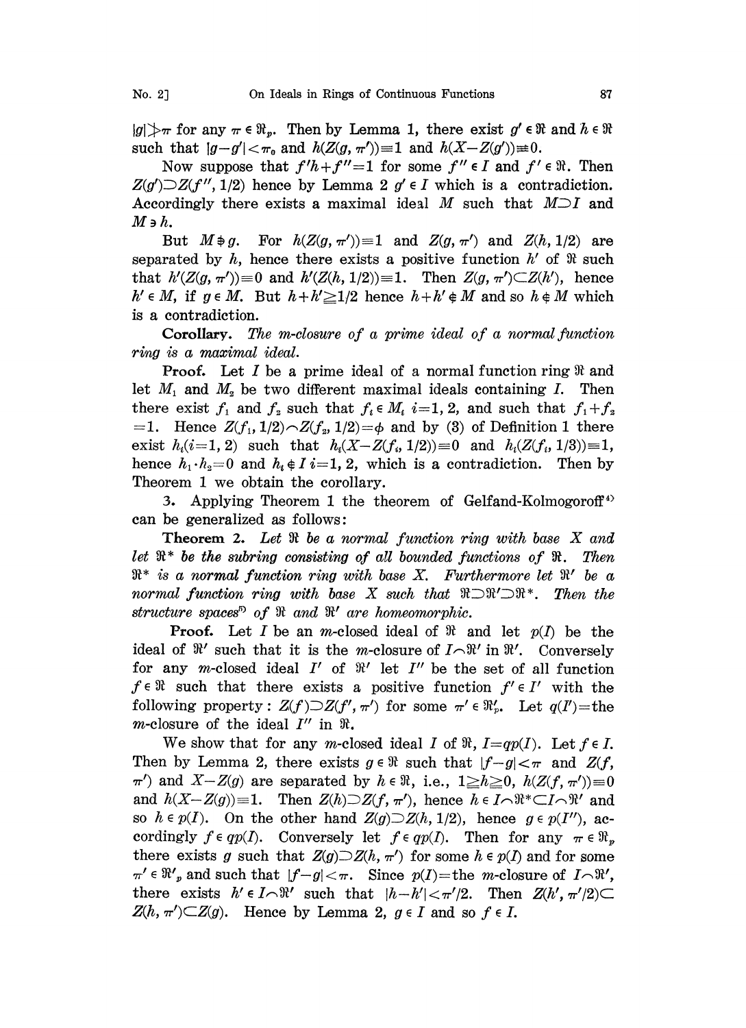$|g| \not> \pi$ for any $\pi \in \mathfrak{R}_p$. Then by Lemma 1, there exist $g' \in \mathfrak{R}$ and $h \in \mathfrak{R}$ such that $|g-g'| < \pi_0$ and $h(Z(g, \pi')) \equiv 1$ and $h(X-Z(g')) \equiv 0$.

Now suppose that $f'h + f'' = 1$ for some $f'' \in I$ and $f' \in \mathfrak{R}$. Then $Z(g') \supset Z(f'', 1/2)$ hence by Lemma 2 $g' \in I$ which is a contradiction. Accordingly there exists a maximal ideal $M$ such that $M \supset I$ and $M \ni h$.

But $M \not\ni g$. For $h(Z(g, \pi')) \equiv 1$ and $Z(g, \pi')$ and $Z(h, 1/2)$ are separated by $h$, hence there exists a positive function $h'$ of $\mathfrak{R}$ such that $h'(Z(g, \pi')) \equiv 0$ and $h'(Z(h, 1/2)) \equiv 1$. Then $Z(g, \pi') \subset Z(h')$, hence $h' \in M$, if $g \in M$. But $h + h' \geq 1/2$ hence $h + h' \notin M$ and so $h \notin M$ which is a contradiction.

**Corollary.** *The m-closure of a prime ideal of a normal function ring is a maximal ideal.*

**Proof.** Let $I$ be a prime ideal of a normal function ring $\mathfrak{R}$ and let $M_1$ and $M_2$ be two different maximal ideals containing $I$. Then there exist $f_1$ and $f_2$ such that $f_i \in M_i$ $i=1, 2$, and such that $f_1 + f_2 = 1$. Hence $Z(f_1, 1/2) \frown Z(f_2, 1/2) = \phi$ and by (3) of Definition 1 there exist $h_i (i=1, 2)$ such that $h_i(X-Z(f_i, 1/2)) \equiv 0$ and $h_i(Z(f_i, 1/3)) \equiv 1$, hence $h_1 \cdot h_2 = 0$ and $h_i \notin I$ $i=1, 2$, which is a contradiction. Then by Theorem 1 we obtain the corollary.

3. Applying Theorem 1 the theorem of Gelfand-Kolmogoroff[4] can be generalized as follows:

**Theorem 2.** *Let $\mathfrak{R}$ be a normal function ring with base $X$ and let $\mathfrak{R}^*$ be the subring consisting of all bounded functions of $\mathfrak{R}$. Then $\mathfrak{R}^*$ is a normal function ring with base $X$. Furthermore let $\mathfrak{R}'$ be a normal function ring with base $X$ such that $\mathfrak{R} \supset \mathfrak{R}' \supset \mathfrak{R}^*$. Then the structure spaces[5] of $\mathfrak{R}$ and $\mathfrak{R}'$ are homeomorphic.*

**Proof.** Let $I$ be an $m$-closed ideal of $\mathfrak{R}$ and let $p(I)$ be the ideal of $\mathfrak{R}'$ such that it is the $m$-closure of $I \frown \mathfrak{R}'$ in $\mathfrak{R}'$. Conversely for any $m$-closed ideal $I'$ of $\mathfrak{R}'$ let $I''$ be the set of all function $f \in \mathfrak{R}$ such that there exists a positive function $f' \in I'$ with the following property: $Z(f) \supset Z(f', \pi')$ for some $\pi' \in \mathfrak{R}'_p$. Let $q(I')$ = the $m$-closure of the ideal $I''$ in $\mathfrak{R}$.

We show that for any $m$-closed ideal $I$ of $\mathfrak{R}$, $I = qp(I)$. Let $f \in I$. Then by Lemma 2, there exists $g \in \mathfrak{R}$ such that $|f-g| < \pi$ and $Z(f, \pi')$ and $X - Z(g)$ are separated by $h \in \mathfrak{R}$, i.e., $1 \geq h \geq 0$, $h(Z(f, \pi')) \equiv 0$ and $h(X-Z(g)) \equiv 1$. Then $Z(h) \supset Z(f, \pi')$, hence $h \in I \frown \mathfrak{R}^* \subset I \frown \mathfrak{R}'$ and so $h \in p(I)$. On the other hand $Z(g) \supset Z(h, 1/2)$, hence $g \in p(I'')$, accordingly $f \in qp(I)$. Conversely let $f \in qp(I)$. Then for any $\pi \in \mathfrak{R}_p$ there exists $g$ such that $Z(g) \supset Z(h, \pi')$ for some $h \in p(I)$ and for some $\pi' \in \mathfrak{R}'_p$ and such that $|f-g| < \pi$. Since $p(I)$ = the $m$-closure of $I \frown \mathfrak{R}'$, there exists $h' \in I \frown \mathfrak{R}'$ such that $|h-h'| < \pi'/2$. Then $Z(h', \pi'/2) \subset Z(h, \pi') \subset Z(g)$. Hence by Lemma 2, $g \in I$ and so $f \in I$.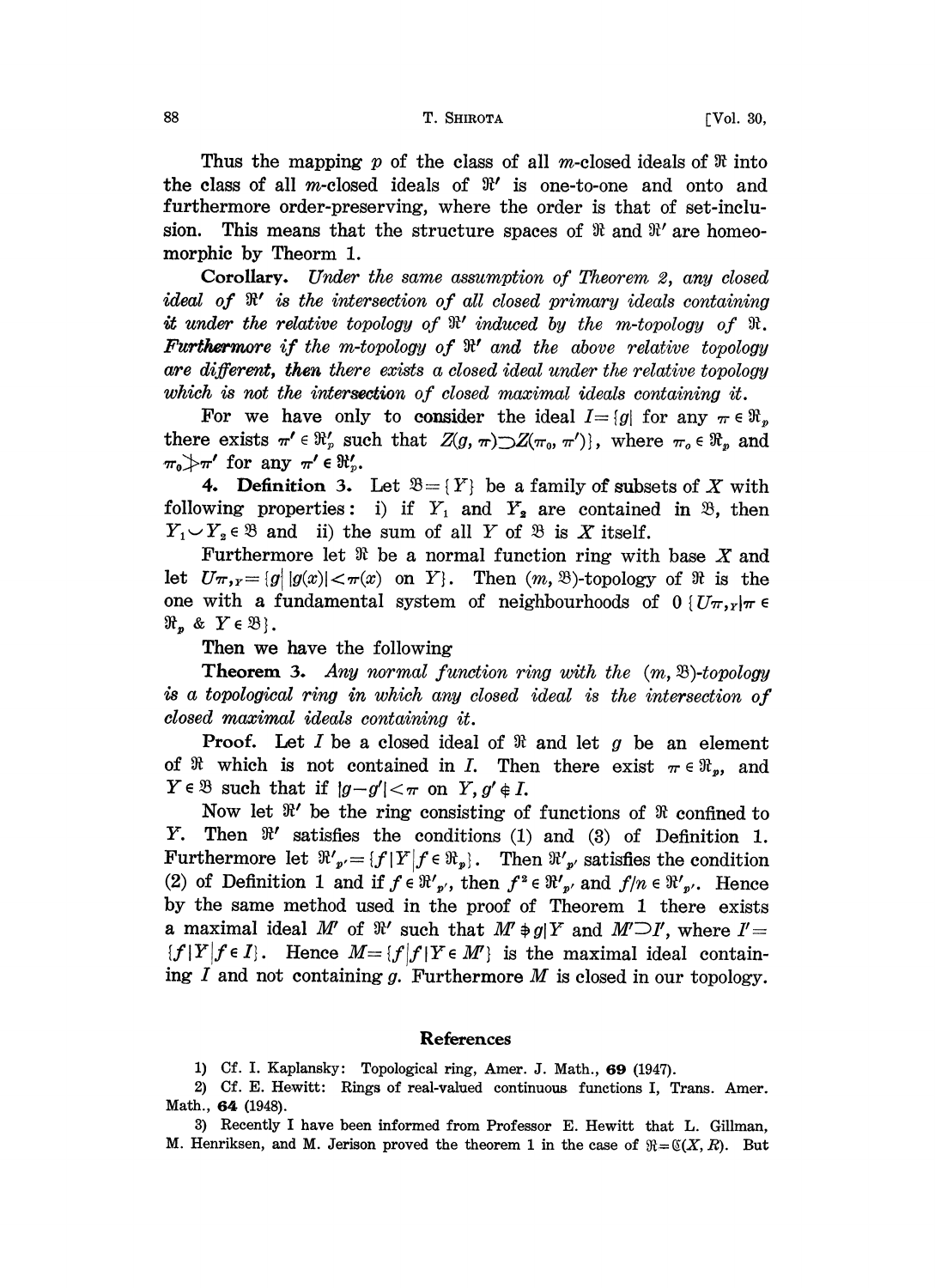Thus the mapping $p$ of the class of all $m$-closed ideals of $\mathfrak{R}$ into the class of all $m$-closed ideals of $\mathfrak{R}'$ is one-to-one and onto and furthermore order-preserving, where the order is that of set-inclusion. This means that the structure spaces of $\mathfrak{R}$ and $\mathfrak{R}'$ are homeomorphic by Theorm 1.

**Corollary.** *Under the same assumption of Theorem 2, any closed ideal of $\mathfrak{R}'$ is the intersection of all closed primary ideals containing it under the relative topology of $\mathfrak{R}'$ induced by the $m$-topology of $\mathfrak{R}$. Furthermore if the $m$-topology of $\mathfrak{R}'$ and the above relative topology are different, then there exists a closed ideal under the relative topology which is not the intersection of closed maximal ideals containing it.*

For we have only to consider the ideal $I=\{g|$ for any $\pi \in \mathfrak{R}_p$ there exists $\pi' \in \mathfrak{R}'_p$ such that $Z(g, \pi) \supset Z(\pi_0, \pi')\}$, where $\pi_0 \in \mathfrak{R}_p$ and $\pi_0 \not> \pi'$ for any $\pi' \in \mathfrak{R}'_p$.

**4. Definition 3.** Let $\mathfrak{B}=\{Y\}$ be a family of subsets of $X$ with following properties: i) if $Y_1$ and $Y_2$ are contained in $\mathfrak{B}$, then $Y_1 \smile Y_2 \in \mathfrak{B}$ and ii) the sum of all $Y$ of $\mathfrak{B}$ is $X$ itself.

Furthermore let $\mathfrak{R}$ be a normal function ring with base $X$ and let $U\pi,_Y=\{g|\, |g(x)|<\pi(x)$ on $Y\}$. Then $(m, \mathfrak{B})$-topology of $\mathfrak{R}$ is the one with a fundamental system of neighbourhoods of $0\ \{U\pi,_Y|\pi \in \mathfrak{R}_p\ \&\ Y \in \mathfrak{B}\}$.

Then we have the following

**Theorem 3.** *Any normal function ring with the $(m, \mathfrak{B})$-topology is a topological ring in which any closed ideal is the intersection of closed maximal ideals containing it.*

**Proof.** Let $I$ be a closed ideal of $\mathfrak{R}$ and let $g$ be an element of $\mathfrak{R}$ which is not contained in $I$. Then there exist $\pi \in \mathfrak{R}_p$, and $Y \in \mathfrak{B}$ such that if $|g-g'|<\pi$ on $Y$, $g' \notin I$.

Now let $\mathfrak{R}'$ be the ring consisting of functions of $\mathfrak{R}$ confined to $Y$. Then $\mathfrak{R}'$ satisfies the conditions (1) and (3) of Definition 1. Furthermore let $\mathfrak{R}'_{p'}=\{f|Y|f \in \mathfrak{R}_p\}$. Then $\mathfrak{R}'_{p'}$ satisfies the condition (2) of Definition 1 and if $f \in \mathfrak{R}'_{p'}$, then $f^2 \in \mathfrak{R}'_{p'}$ and $f/n \in \mathfrak{R}'_{p'}$. Hence by the same method used in the proof of Theorem 1 there exists a maximal ideal $M'$ of $\mathfrak{R}'$ such that $M' \not\ni g|Y$ and $M' \supset I'$, where $I'=\{f|Y|f \in I\}$. Hence $M=\{f|f|Y \in M'\}$ is the maximal ideal containing $I$ and not containing $g$. Furthermore $M$ is closed in our topology.

## References

1) Cf. I. Kaplansky: Topological ring, Amer. J. Math., **69** (1947).

2) Cf. E. Hewitt: Rings of real-valued continuous functions I, Trans. Amer. Math., **64** (1948).

3) Recently I have been informed from Professor E. Hewitt that L. Gillman, M. Henriksen, and M. Jerison proved the theorem 1 in the case of $\mathfrak{R}=\mathfrak{C}(X, R)$. But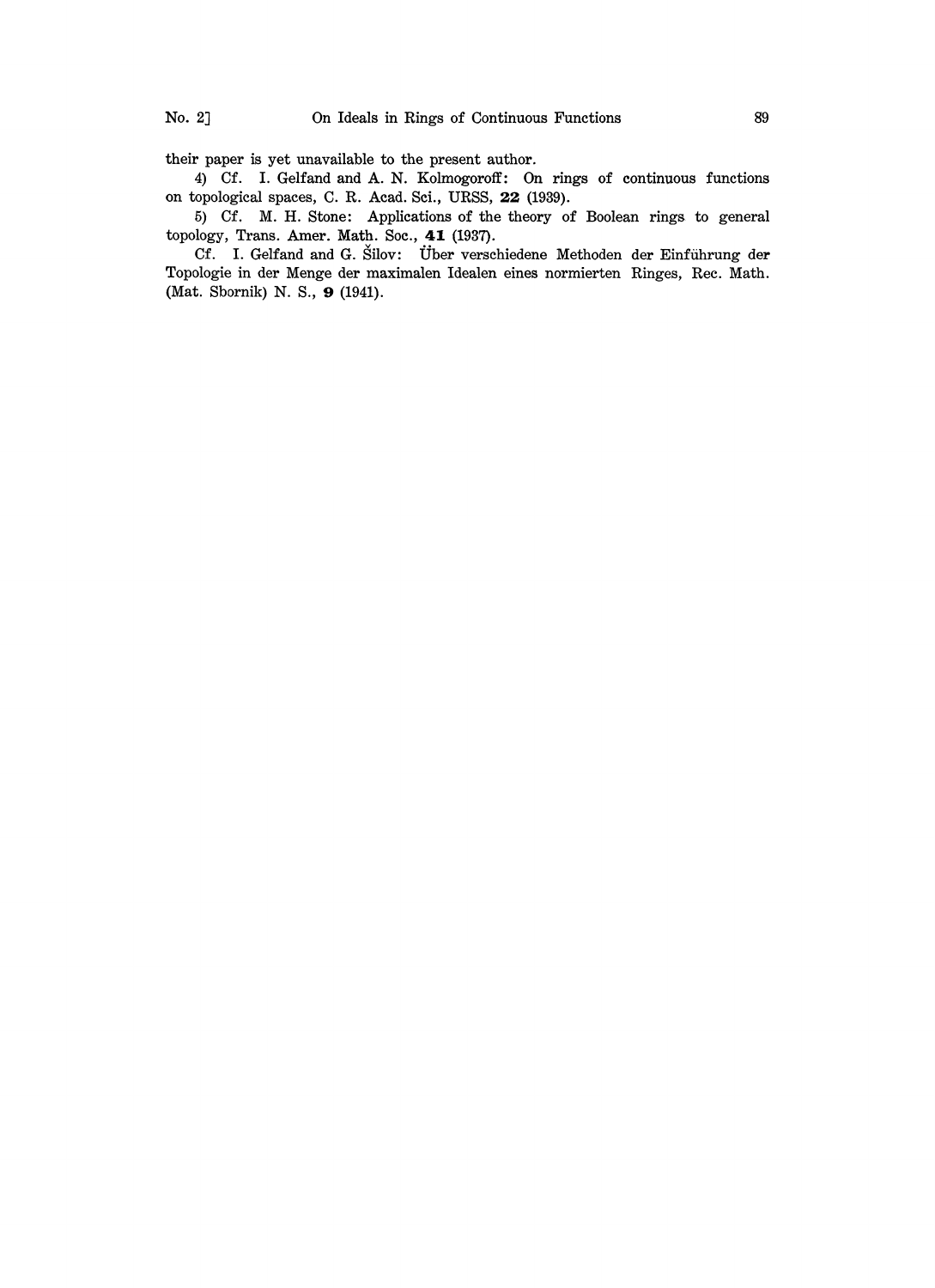their paper is yet unavailable to the present author.

4) Cf. I. Gelfand and A. N. Kolmogoroff: On rings of continuous functions on topological spaces, C. R. Acad. Sci., URSS, **22** (1939).

5) Cf. M. H. Stone: Applications of the theory of Boolean rings to general topology, Trans. Amer. Math. Soc., **41** (1937).

Cf. I. Gelfand and G. Šilov: Über verschiedene Methoden der Einführung der Topologie in der Menge der maximalen Idealen eines normierten Ringes, Rec. Math. (Mat. Sbornik) N. S., **9** (1941).